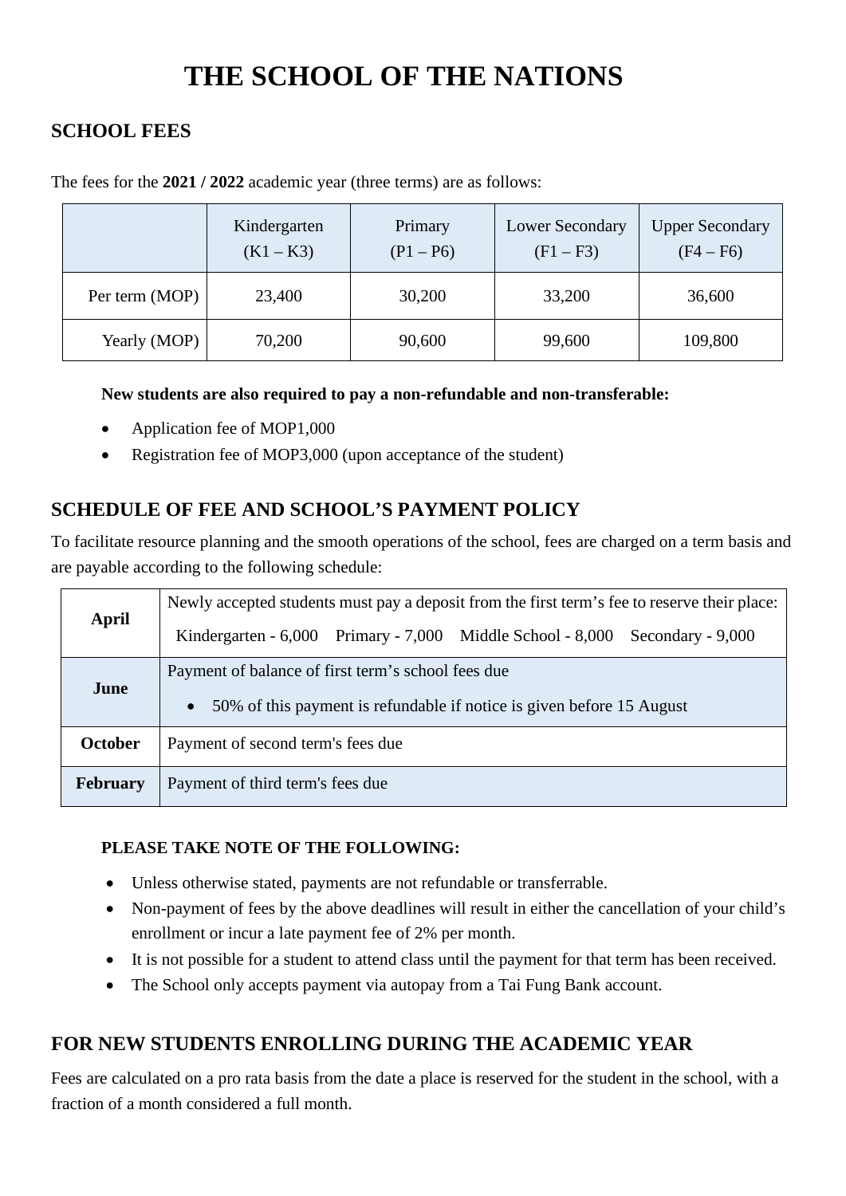# THE SCHOOL OF THE NATIONS

## SCHOOL FEES

The fees for the **2021 / 2022** academic year (three terms) are as follows:

| | Kindergarten (K1 – K3) | Primary (P1 – P6) | Lower Secondary (F1 – F3) | Upper Secondary (F4 – F6) |
|---|---|---|---|---|
| Per term (MOP) | 23,400 | 30,200 | 33,200 | 36,600 |
| Yearly (MOP) | 70,200 | 90,600 | 99,600 | 109,800 |

**New students are also required to pay a non-refundable and non-transferable:**

- Application fee of MOP1,000
- Registration fee of MOP3,000 (upon acceptance of the student)

## SCHEDULE OF FEE AND SCHOOL'S PAYMENT POLICY

To facilitate resource planning and the smooth operations of the school, fees are charged on a term basis and are payable according to the following schedule:

| | |
|---|---|
| **April** | Newly accepted students must pay a deposit from the first term's fee to reserve their place: Kindergarten - 6,000 Primary - 7,000 Middle School - 8,000 Secondary - 9,000 |
| **June** | Payment of balance of first term's school fees due<br>• 50% of this payment is refundable if notice is given before 15 August |
| **October** | Payment of second term's fees due |
| **February** | Payment of third term's fees due |

**PLEASE TAKE NOTE OF THE FOLLOWING:**

- Unless otherwise stated, payments are not refundable or transferrable.
- Non-payment of fees by the above deadlines will result in either the cancellation of your child's enrollment or incur a late payment fee of 2% per month.
- It is not possible for a student to attend class until the payment for that term has been received.
- The School only accepts payment via autopay from a Tai Fung Bank account.

## FOR NEW STUDENTS ENROLLING DURING THE ACADEMIC YEAR

Fees are calculated on a pro rata basis from the date a place is reserved for the student in the school, with a fraction of a month considered a full month.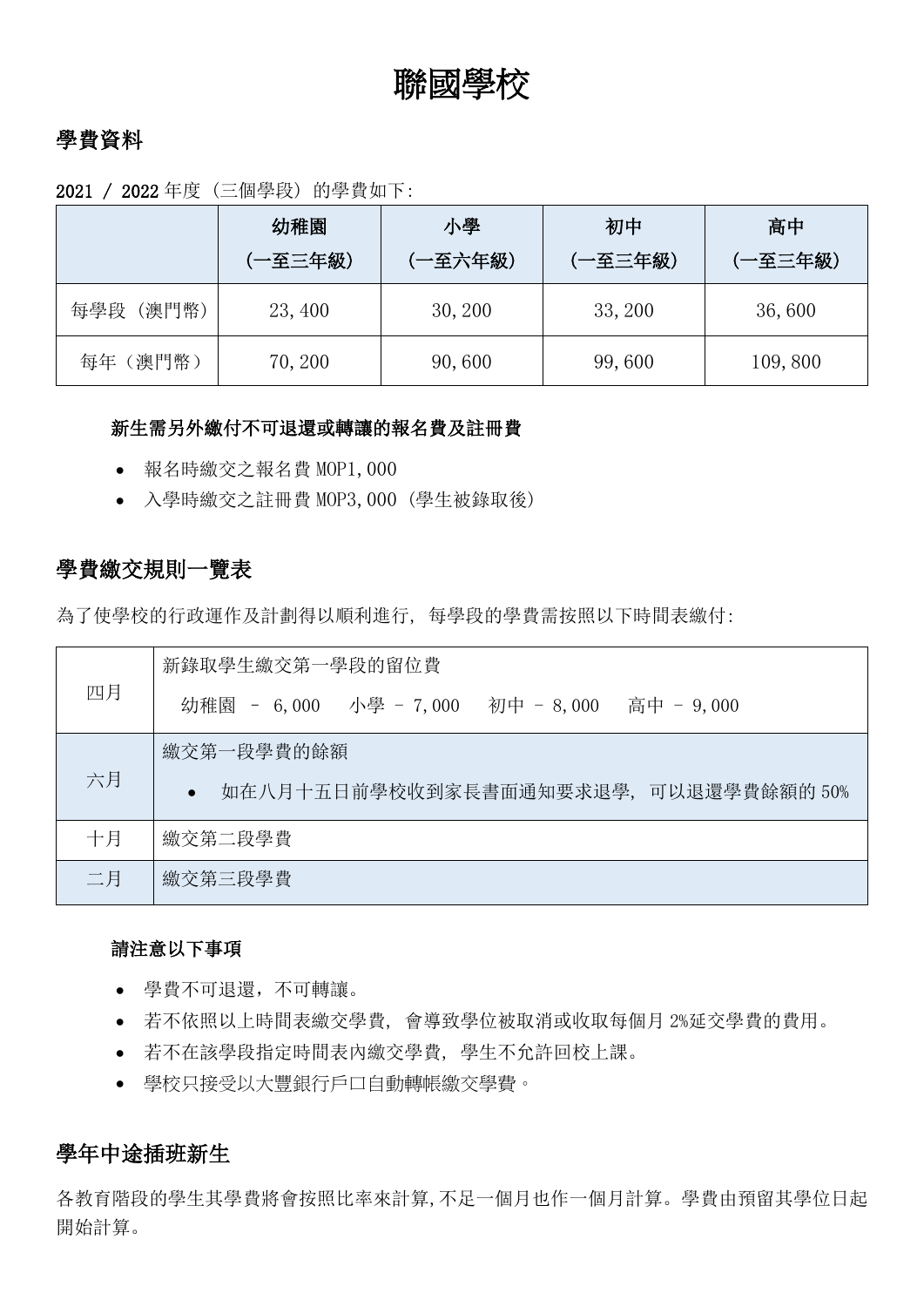# 聯國學校

## 學費資料

2021 / 2022 年度（三個學段）的學費如下:

| | 幼稚園<br>(一至三年級) | 小學<br>(一至六年級) | 初中<br>(一至三年級) | 高中<br>(一至三年級) |
|---|---|---|---|---|
| 每學段（澳門幣） | 23,400 | 30,200 | 33,200 | 36,600 |
| 每年（澳門幣） | 70,200 | 90,600 | 99,600 | 109,800 |

**新生需另外繳付不可退還或轉讓的報名費及註冊費**

- 報名時繳交之報名費 MOP1,000
- 入學時繳交之註冊費 MOP3,000（學生被錄取後）

## 學費繳交規則一覽表

為了使學校的行政運作及計劃得以順利進行，每學段的學費需按照以下時間表繳付:

| | |
|---|---|
| 四月 | 新錄取學生繳交第一學段的留位費<br>幼稚園 – 6,000　小學 – 7,000　初中 – 8,000　高中 – 9,000 |
| 六月 | 繳交第一段學費的餘額<br>• 如在八月十五日前學校收到家長書面通知要求退學，可以退還學費餘額的 50% |
| 十月 | 繳交第二段學費 |
| 二月 | 繳交第三段學費 |

**請注意以下事項**

- 學費不可退還，不可轉讓。
- 若不依照以上時間表繳交學費，會導致學位被取消或收取每個月 2%延交學費的費用。
- 若不在該學段指定時間表內繳交學費，學生不允許回校上課。
- 學校只接受以大豐銀行戶口自動轉帳繳交學費。

## 學年中途插班新生

各教育階段的學生其學費將會按照比率來計算,不足一個月也作一個月計算。學費由預留其學位日起開始計算。